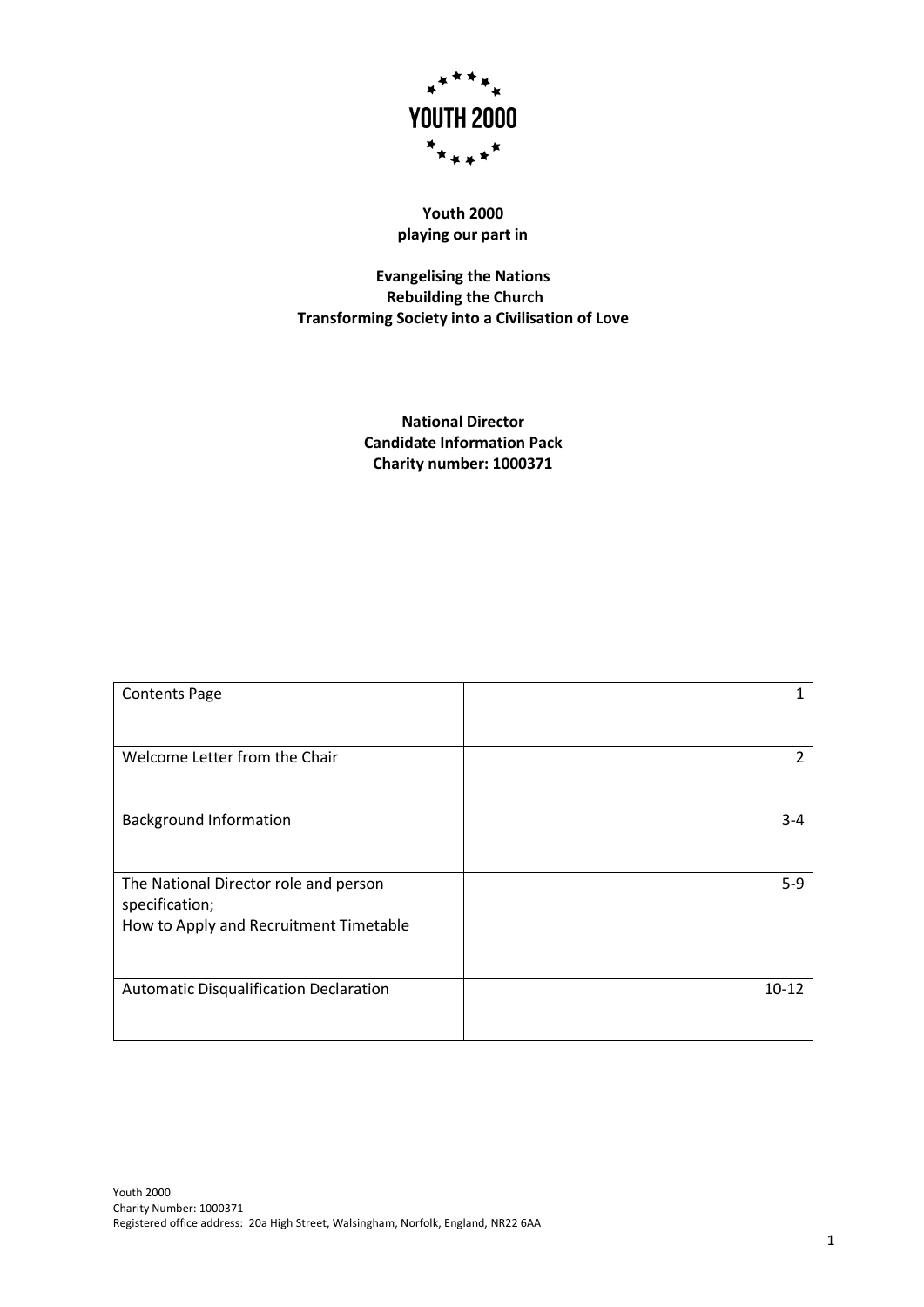**YOUTH 2000**

**Youth 2000**
**playing our part in**

**Evangelising the Nations**
**Rebuilding the Church**
**Transforming Society into a Civilisation of Love**

**National Director**
**Candidate Information Pack**
**Charity number: 1000371**

| Contents Page | 1 |
| --- | --- |
| Welcome Letter from the Chair | 2 |
| Background Information | 3-4 |
| The National Director role and person specification; How to Apply and Recruitment Timetable | 5-9 |
| Automatic Disqualification Declaration | 10-12 |

Youth 2000
Charity Number: 1000371
Registered office address: 20a High Street, Walsingham, Norfolk, England, NR22 6AA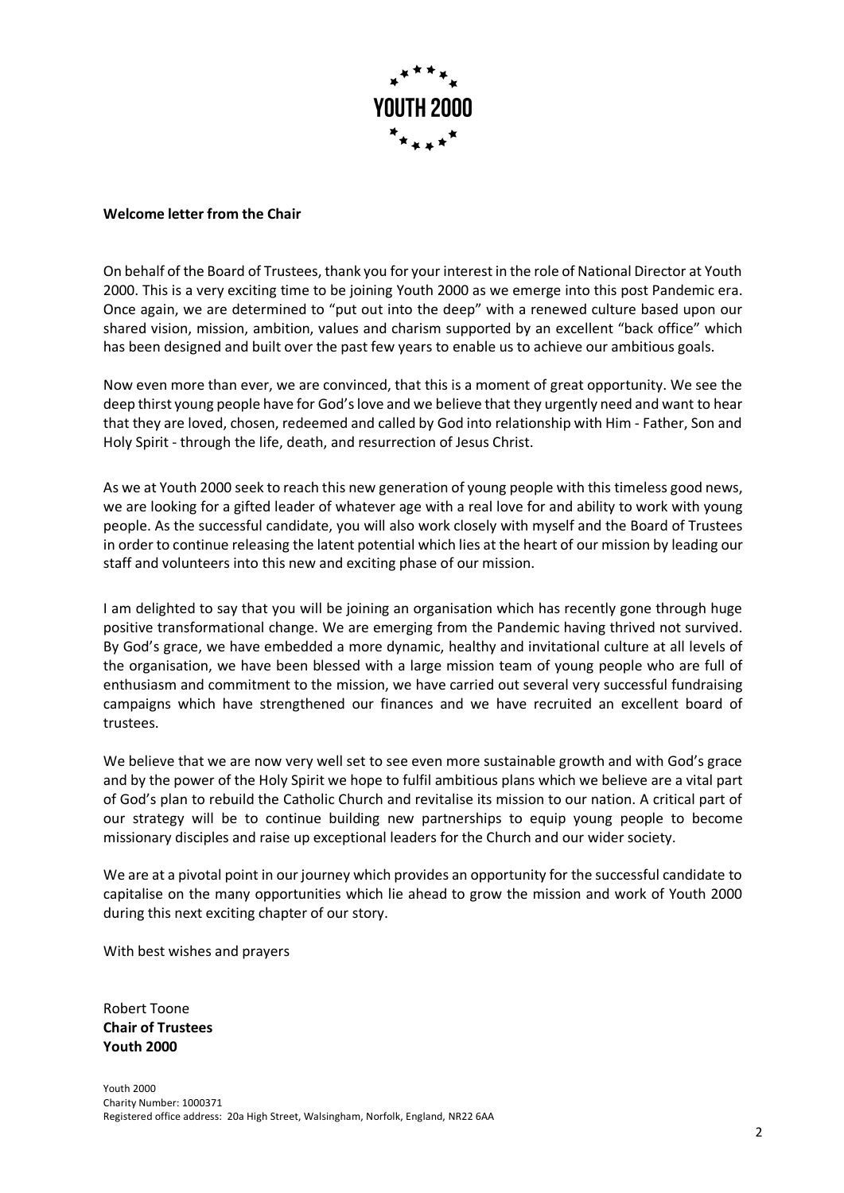# YOUTH 2000

**Welcome letter from the Chair**

On behalf of the Board of Trustees, thank you for your interest in the role of National Director at Youth 2000. This is a very exciting time to be joining Youth 2000 as we emerge into this post Pandemic era. Once again, we are determined to "put out into the deep" with a renewed culture based upon our shared vision, mission, ambition, values and charism supported by an excellent "back office" which has been designed and built over the past few years to enable us to achieve our ambitious goals.

Now even more than ever, we are convinced, that this is a moment of great opportunity. We see the deep thirst young people have for God's love and we believe that they urgently need and want to hear that they are loved, chosen, redeemed and called by God into relationship with Him - Father, Son and Holy Spirit - through the life, death, and resurrection of Jesus Christ.

As we at Youth 2000 seek to reach this new generation of young people with this timeless good news, we are looking for a gifted leader of whatever age with a real love for and ability to work with young people. As the successful candidate, you will also work closely with myself and the Board of Trustees in order to continue releasing the latent potential which lies at the heart of our mission by leading our staff and volunteers into this new and exciting phase of our mission.

I am delighted to say that you will be joining an organisation which has recently gone through huge positive transformational change. We are emerging from the Pandemic having thrived not survived. By God's grace, we have embedded a more dynamic, healthy and invitational culture at all levels of the organisation, we have been blessed with a large mission team of young people who are full of enthusiasm and commitment to the mission, we have carried out several very successful fundraising campaigns which have strengthened our finances and we have recruited an excellent board of trustees.

We believe that we are now very well set to see even more sustainable growth and with God's grace and by the power of the Holy Spirit we hope to fulfil ambitious plans which we believe are a vital part of God's plan to rebuild the Catholic Church and revitalise its mission to our nation. A critical part of our strategy will be to continue building new partnerships to equip young people to become missionary disciples and raise up exceptional leaders for the Church and our wider society.

We are at a pivotal point in our journey which provides an opportunity for the successful candidate to capitalise on the many opportunities which lie ahead to grow the mission and work of Youth 2000 during this next exciting chapter of our story.

With best wishes and prayers

Robert Toone
**Chair of Trustees**
**Youth 2000**

Youth 2000
Charity Number: 1000371
Registered office address: 20a High Street, Walsingham, Norfolk, England, NR22 6AA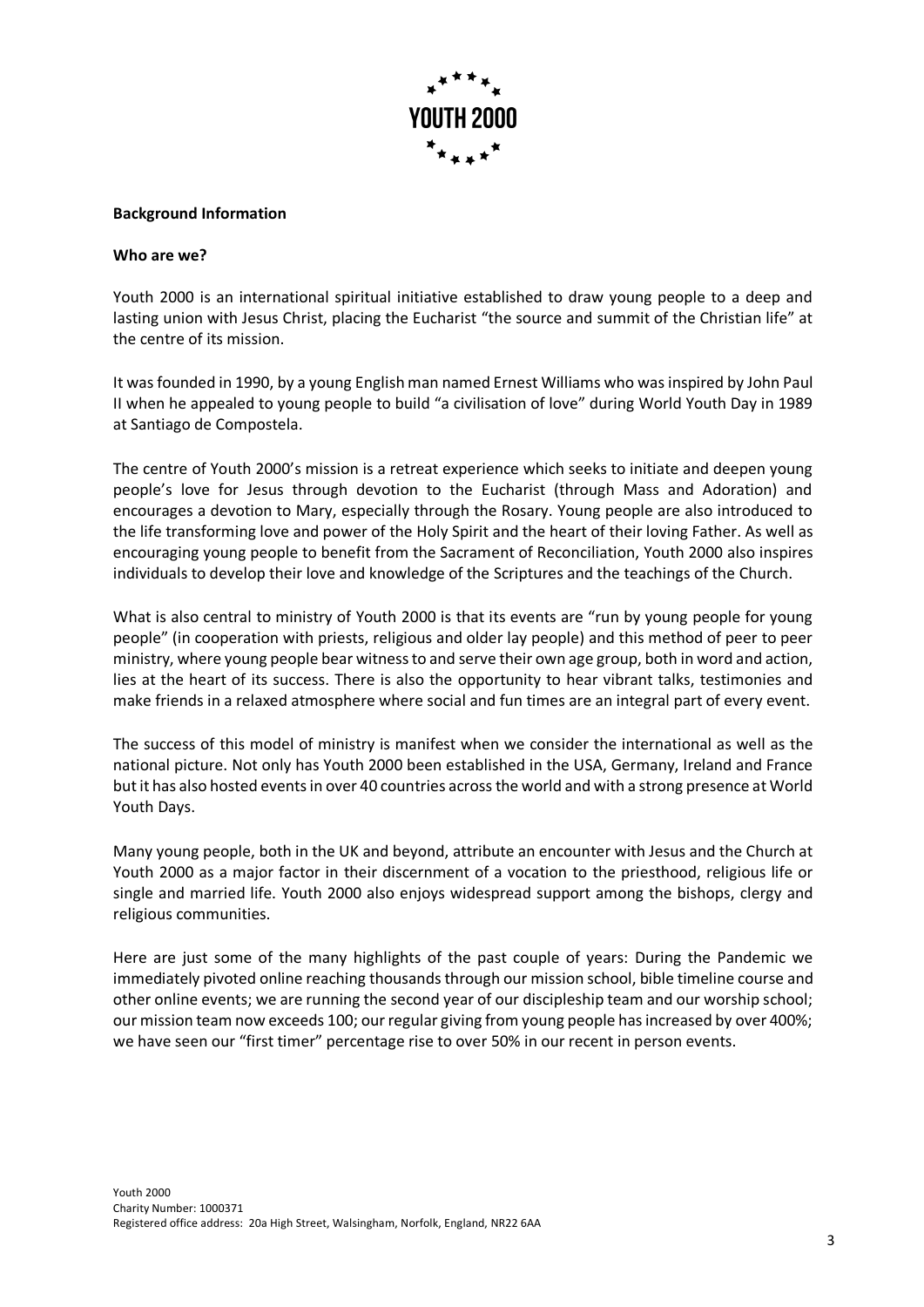**Background Information**

**Who are we?**

Youth 2000 is an international spiritual initiative established to draw young people to a deep and lasting union with Jesus Christ, placing the Eucharist "the source and summit of the Christian life" at the centre of its mission.

It was founded in 1990, by a young English man named Ernest Williams who was inspired by John Paul II when he appealed to young people to build "a civilisation of love" during World Youth Day in 1989 at Santiago de Compostela.

The centre of Youth 2000's mission is a retreat experience which seeks to initiate and deepen young people's love for Jesus through devotion to the Eucharist (through Mass and Adoration) and encourages a devotion to Mary, especially through the Rosary. Young people are also introduced to the life transforming love and power of the Holy Spirit and the heart of their loving Father. As well as encouraging young people to benefit from the Sacrament of Reconciliation, Youth 2000 also inspires individuals to develop their love and knowledge of the Scriptures and the teachings of the Church.

What is also central to ministry of Youth 2000 is that its events are "run by young people for young people" (in cooperation with priests, religious and older lay people) and this method of peer to peer ministry, where young people bear witness to and serve their own age group, both in word and action, lies at the heart of its success. There is also the opportunity to hear vibrant talks, testimonies and make friends in a relaxed atmosphere where social and fun times are an integral part of every event.

The success of this model of ministry is manifest when we consider the international as well as the national picture. Not only has Youth 2000 been established in the USA, Germany, Ireland and France but it has also hosted events in over 40 countries across the world and with a strong presence at World Youth Days.

Many young people, both in the UK and beyond, attribute an encounter with Jesus and the Church at Youth 2000 as a major factor in their discernment of a vocation to the priesthood, religious life or single and married life. Youth 2000 also enjoys widespread support among the bishops, clergy and religious communities.

Here are just some of the many highlights of the past couple of years: During the Pandemic we immediately pivoted online reaching thousands through our mission school, bible timeline course and other online events; we are running the second year of our discipleship team and our worship school; our mission team now exceeds 100; our regular giving from young people has increased by over 400%; we have seen our "first timer" percentage rise to over 50% in our recent in person events.

Youth 2000
Charity Number: 1000371
Registered office address: 20a High Street, Walsingham, Norfolk, England, NR22 6AA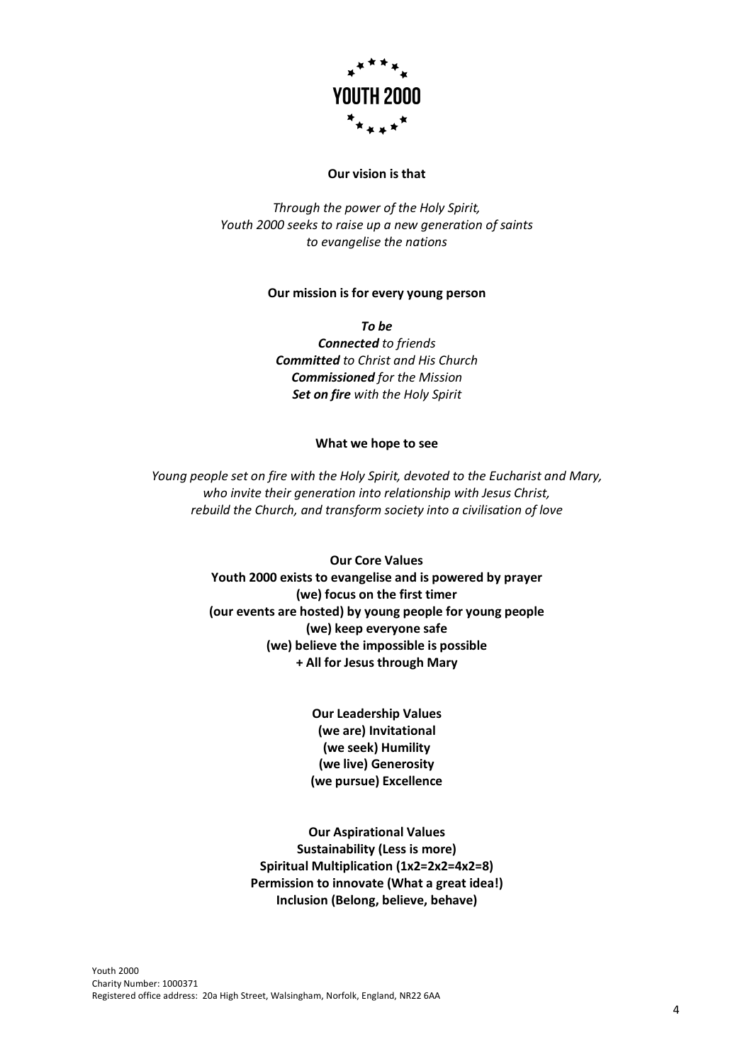**YOUTH 2000**

**Our vision is that**

*Through the power of the Holy Spirit,*
*Youth 2000 seeks to raise up a new generation of saints*
*to evangelise the nations*

**Our mission is for every young person**

***To be***
***Connected*** *to friends*
***Committed*** *to Christ and His Church*
***Commissioned*** *for the Mission*
***Set on fire*** *with the Holy Spirit*

**What we hope to see**

*Young people set on fire with the Holy Spirit, devoted to the Eucharist and Mary,*
*who invite their generation into relationship with Jesus Christ,*
*rebuild the Church, and transform society into a civilisation of love*

**Our Core Values**
**Youth 2000 exists to evangelise and is powered by prayer**
**(we) focus on the first timer**
**(our events are hosted) by young people for young people**
**(we) keep everyone safe**
**(we) believe the impossible is possible**
**+ All for Jesus through Mary**

**Our Leadership Values**
**(we are) Invitational**
**(we seek) Humility**
**(we live) Generosity**
**(we pursue) Excellence**

**Our Aspirational Values**
**Sustainability (Less is more)**
**Spiritual Multiplication (1x2=2x2=4x2=8)**
**Permission to innovate (What a great idea!)**
**Inclusion (Belong, believe, behave)**

Youth 2000
Charity Number: 1000371
Registered office address: 20a High Street, Walsingham, Norfolk, England, NR22 6AA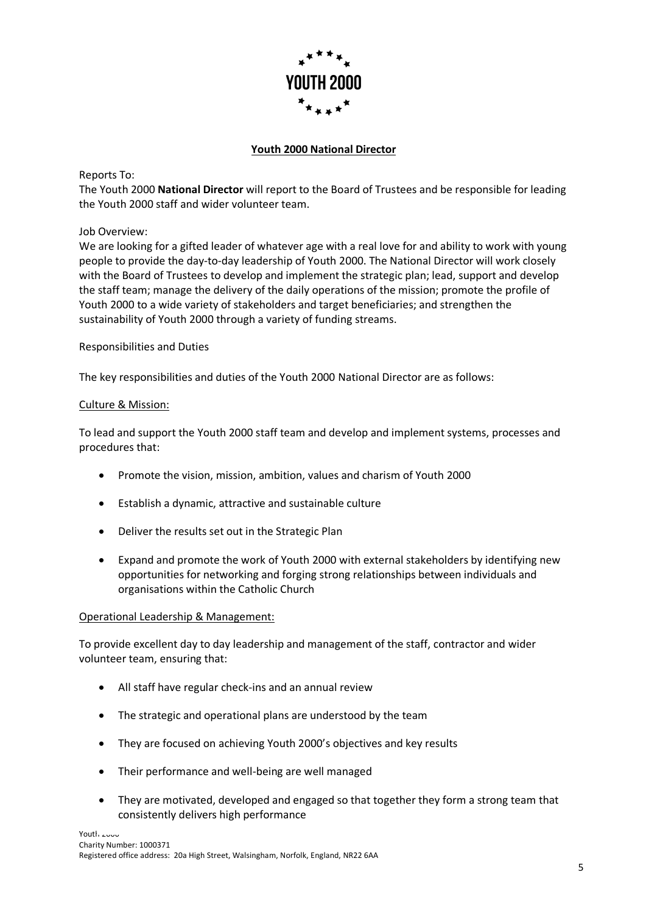**Youth 2000 National Director**

Reports To:
The Youth 2000 **National Director** will report to the Board of Trustees and be responsible for leading the Youth 2000 staff and wider volunteer team.

Job Overview:
We are looking for a gifted leader of whatever age with a real love for and ability to work with young people to provide the day-to-day leadership of Youth 2000. The National Director will work closely with the Board of Trustees to develop and implement the strategic plan; lead, support and develop the staff team; manage the delivery of the daily operations of the mission; promote the profile of Youth 2000 to a wide variety of stakeholders and target beneficiaries; and strengthen the sustainability of Youth 2000 through a variety of funding streams.

Responsibilities and Duties

The key responsibilities and duties of the Youth 2000 National Director are as follows:

Culture & Mission:

To lead and support the Youth 2000 staff team and develop and implement systems, processes and procedures that:

- Promote the vision, mission, ambition, values and charism of Youth 2000
- Establish a dynamic, attractive and sustainable culture
- Deliver the results set out in the Strategic Plan
- Expand and promote the work of Youth 2000 with external stakeholders by identifying new opportunities for networking and forging strong relationships between individuals and organisations within the Catholic Church

Operational Leadership & Management:

To provide excellent day to day leadership and management of the staff, contractor and wider volunteer team, ensuring that:

- All staff have regular check-ins and an annual review
- The strategic and operational plans are understood by the team
- They are focused on achieving Youth 2000's objectives and key results
- Their performance and well-being are well managed
- They are motivated, developed and engaged so that together they form a strong team that consistently delivers high performance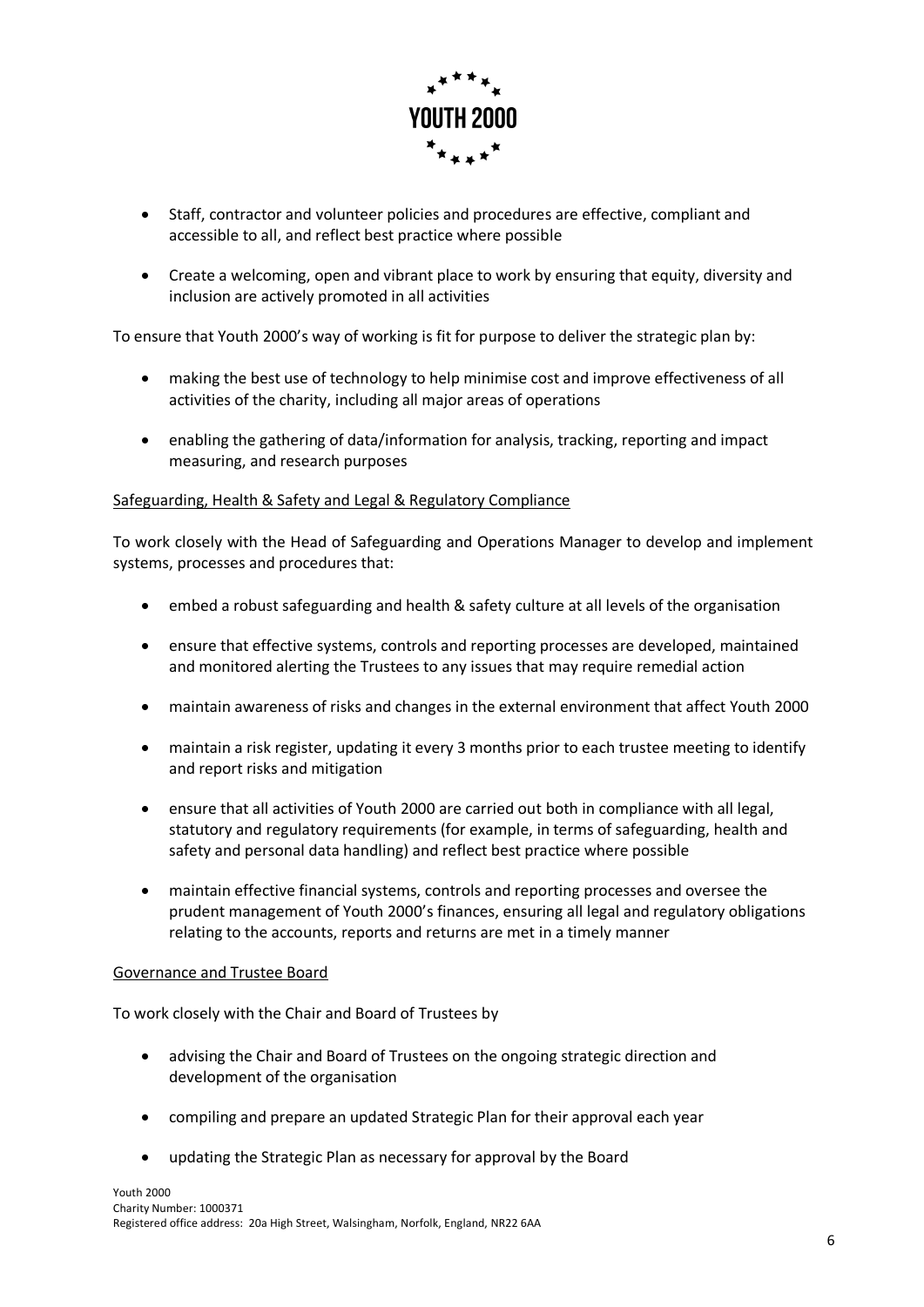- Staff, contractor and volunteer policies and procedures are effective, compliant and accessible to all, and reflect best practice where possible
- Create a welcoming, open and vibrant place to work by ensuring that equity, diversity and inclusion are actively promoted in all activities

To ensure that Youth 2000's way of working is fit for purpose to deliver the strategic plan by:

- making the best use of technology to help minimise cost and improve effectiveness of all activities of the charity, including all major areas of operations
- enabling the gathering of data/information for analysis, tracking, reporting and impact measuring, and research purposes

<u>Safeguarding, Health & Safety and Legal & Regulatory Compliance</u>

To work closely with the Head of Safeguarding and Operations Manager to develop and implement systems, processes and procedures that:

- embed a robust safeguarding and health & safety culture at all levels of the organisation
- ensure that effective systems, controls and reporting processes are developed, maintained and monitored alerting the Trustees to any issues that may require remedial action
- maintain awareness of risks and changes in the external environment that affect Youth 2000
- maintain a risk register, updating it every 3 months prior to each trustee meeting to identify and report risks and mitigation
- ensure that all activities of Youth 2000 are carried out both in compliance with all legal, statutory and regulatory requirements (for example, in terms of safeguarding, health and safety and personal data handling) and reflect best practice where possible
- maintain effective financial systems, controls and reporting processes and oversee the prudent management of Youth 2000's finances, ensuring all legal and regulatory obligations relating to the accounts, reports and returns are met in a timely manner

<u>Governance and Trustee Board</u>

To work closely with the Chair and Board of Trustees by

- advising the Chair and Board of Trustees on the ongoing strategic direction and development of the organisation
- compiling and prepare an updated Strategic Plan for their approval each year
- updating the Strategic Plan as necessary for approval by the Board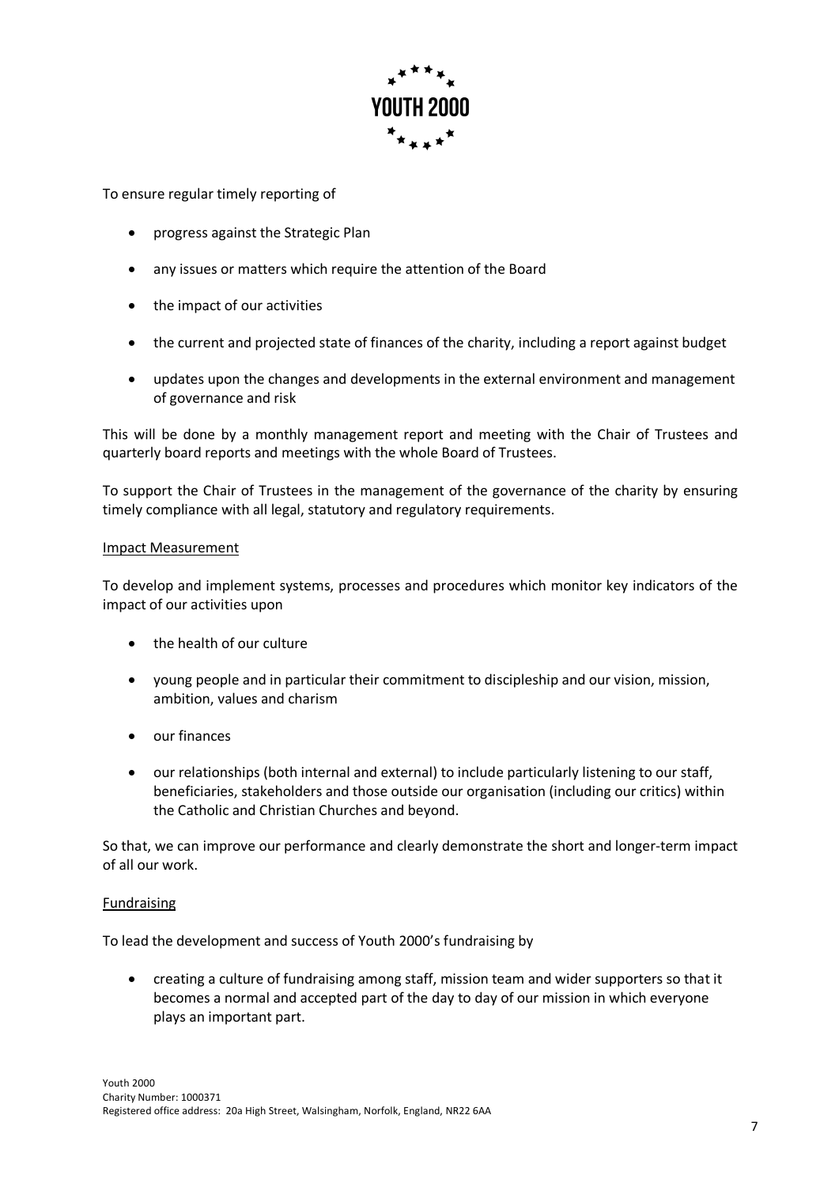To ensure regular timely reporting of

- progress against the Strategic Plan
- any issues or matters which require the attention of the Board
- the impact of our activities
- the current and projected state of finances of the charity, including a report against budget
- updates upon the changes and developments in the external environment and management of governance and risk

This will be done by a monthly management report and meeting with the Chair of Trustees and quarterly board reports and meetings with the whole Board of Trustees.

To support the Chair of Trustees in the management of the governance of the charity by ensuring timely compliance with all legal, statutory and regulatory requirements.

<u>Impact Measurement</u>

To develop and implement systems, processes and procedures which monitor key indicators of the impact of our activities upon

- the health of our culture
- young people and in particular their commitment to discipleship and our vision, mission, ambition, values and charism
- our finances
- our relationships (both internal and external) to include particularly listening to our staff, beneficiaries, stakeholders and those outside our organisation (including our critics) within the Catholic and Christian Churches and beyond.

So that, we can improve our performance and clearly demonstrate the short and longer-term impact of all our work.

<u>Fundraising</u>

To lead the development and success of Youth 2000's fundraising by

- creating a culture of fundraising among staff, mission team and wider supporters so that it becomes a normal and accepted part of the day to day of our mission in which everyone plays an important part.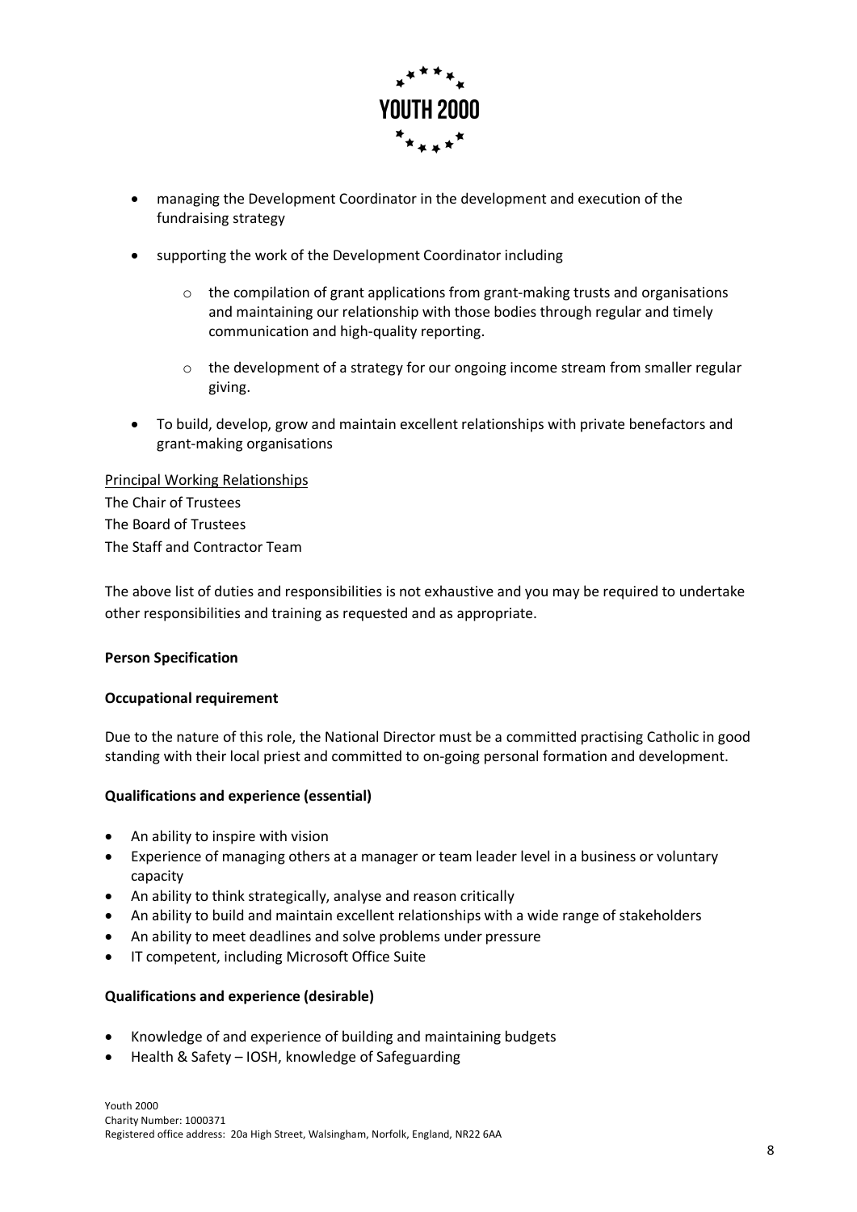- managing the Development Coordinator in the development and execution of the fundraising strategy
- supporting the work of the Development Coordinator including
  - the compilation of grant applications from grant-making trusts and organisations and maintaining our relationship with those bodies through regular and timely communication and high-quality reporting.
  - the development of a strategy for our ongoing income stream from smaller regular giving.
- To build, develop, grow and maintain excellent relationships with private benefactors and grant-making organisations

Principal Working Relationships

The Chair of Trustees
The Board of Trustees
The Staff and Contractor Team

The above list of duties and responsibilities is not exhaustive and you may be required to undertake other responsibilities and training as requested and as appropriate.

**Person Specification**

**Occupational requirement**

Due to the nature of this role, the National Director must be a committed practising Catholic in good standing with their local priest and committed to on-going personal formation and development.

**Qualifications and experience (essential)**

- An ability to inspire with vision
- Experience of managing others at a manager or team leader level in a business or voluntary capacity
- An ability to think strategically, analyse and reason critically
- An ability to build and maintain excellent relationships with a wide range of stakeholders
- An ability to meet deadlines and solve problems under pressure
- IT competent, including Microsoft Office Suite

**Qualifications and experience (desirable)**

- Knowledge of and experience of building and maintaining budgets
- Health & Safety – IOSH, knowledge of Safeguarding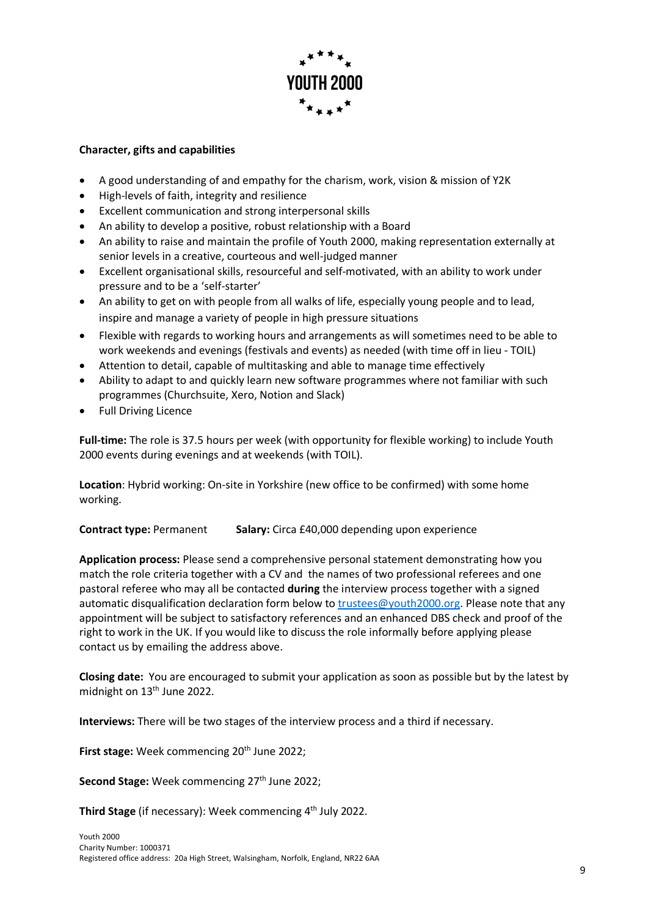**Character, gifts and capabilities**

- A good understanding of and empathy for the charism, work, vision & mission of Y2K
- High-levels of faith, integrity and resilience
- Excellent communication and strong interpersonal skills
- An ability to develop a positive, robust relationship with a Board
- An ability to raise and maintain the profile of Youth 2000, making representation externally at senior levels in a creative, courteous and well-judged manner
- Excellent organisational skills, resourceful and self-motivated, with an ability to work under pressure and to be a 'self-starter'
- An ability to get on with people from all walks of life, especially young people and to lead, inspire and manage a variety of people in high pressure situations
- Flexible with regards to working hours and arrangements as will sometimes need to be able to work weekends and evenings (festivals and events) as needed (with time off in lieu - TOIL)
- Attention to detail, capable of multitasking and able to manage time effectively
- Ability to adapt to and quickly learn new software programmes where not familiar with such programmes (Churchsuite, Xero, Notion and Slack)
- Full Driving Licence

**Full-time:** The role is 37.5 hours per week (with opportunity for flexible working) to include Youth 2000 events during evenings and at weekends (with TOIL).

**Location**: Hybrid working: On-site in Yorkshire (new office to be confirmed) with some home working.

**Contract type:** Permanent **Salary:** Circa £40,000 depending upon experience

**Application process:** Please send a comprehensive personal statement demonstrating how you match the role criteria together with a CV and the names of two professional referees and one pastoral referee who may all be contacted **during** the interview process together with a signed automatic disqualification declaration form below to trustees@youth2000.org. Please note that any appointment will be subject to satisfactory references and an enhanced DBS check and proof of the right to work in the UK. If you would like to discuss the role informally before applying please contact us by emailing the address above.

**Closing date:** You are encouraged to submit your application as soon as possible but by the latest by midnight on 13th June 2022.

**Interviews:** There will be two stages of the interview process and a third if necessary.

**First stage:** Week commencing 20th June 2022;

**Second Stage:** Week commencing 27th June 2022;

**Third Stage** (if necessary): Week commencing 4th July 2022.

Youth 2000
Charity Number: 1000371
Registered office address: 20a High Street, Walsingham, Norfolk, England, NR22 6AA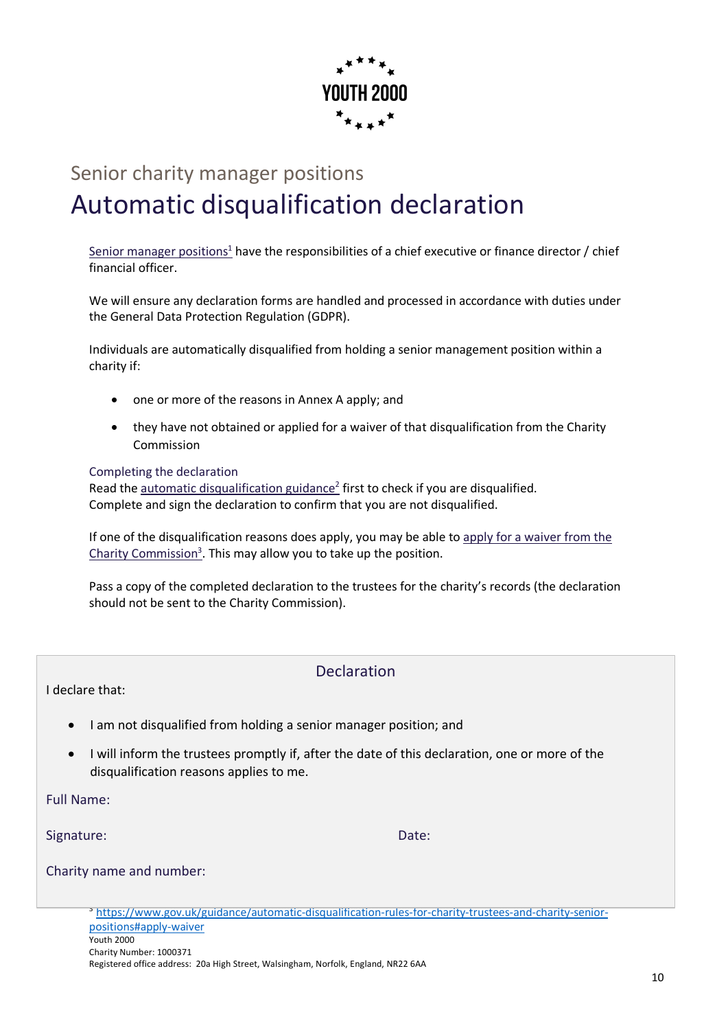YOUTH 2000

Senior charity manager positions

# Automatic disqualification declaration

Senior manager positions[1] have the responsibilities of a chief executive or finance director / chief financial officer.

We will ensure any declaration forms are handled and processed in accordance with duties under the General Data Protection Regulation (GDPR).

Individuals are automatically disqualified from holding a senior management position within a charity if:

- one or more of the reasons in Annex A apply; and
- they have not obtained or applied for a waiver of that disqualification from the Charity Commission

### Completing the declaration

Read the automatic disqualification guidance[2] first to check if you are disqualified.
Complete and sign the declaration to confirm that you are not disqualified.

If one of the disqualification reasons does apply, you may be able to apply for a waiver from the Charity Commission[3]. This may allow you to take up the position.

Pass a copy of the completed declaration to the trustees for the charity's records (the declaration should not be sent to the Charity Commission).

## Declaration

I declare that:

- I am not disqualified from holding a senior manager position; and
- I will inform the trustees promptly if, after the date of this declaration, one or more of the disqualification reasons applies to me.

Full Name:

Signature: Date:

Charity name and number:

[3] https://www.gov.uk/guidance/automatic-disqualification-rules-for-charity-trustees-and-charity-senior-positions#apply-waiver

Youth 2000
Charity Number: 1000371
Registered office address: 20a High Street, Walsingham, Norfolk, England, NR22 6AA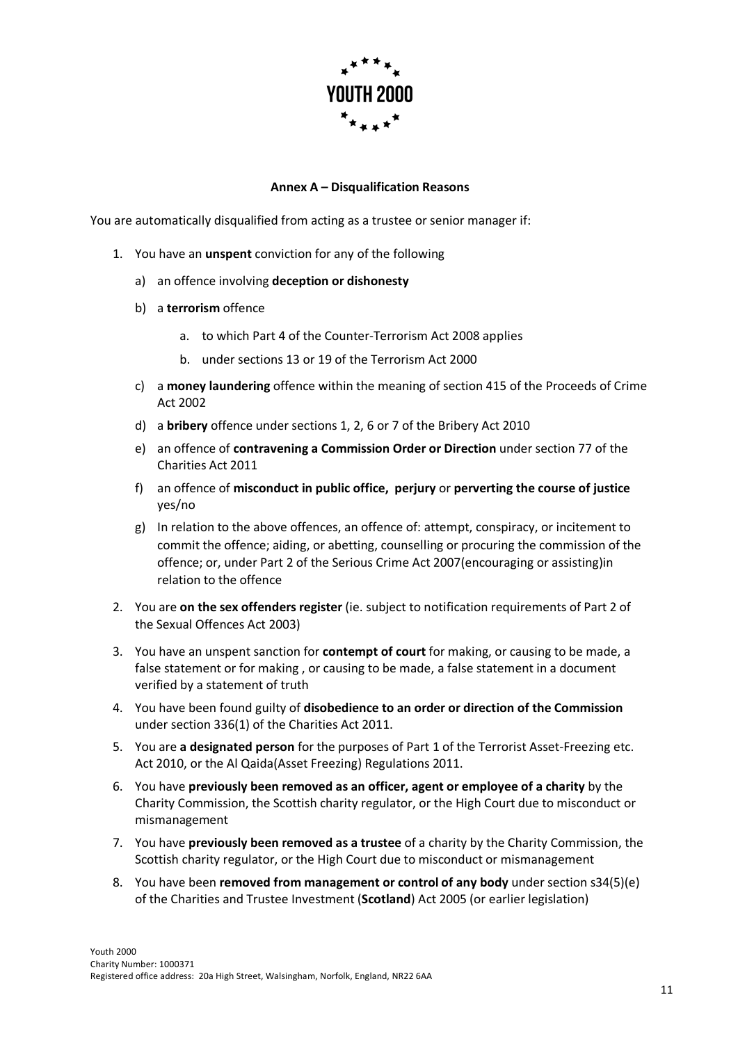YOUTH 2000

**Annex A – Disqualification Reasons**

You are automatically disqualified from acting as a trustee or senior manager if:

1. You have an **unspent** conviction for any of the following
   a) an offence involving **deception or dishonesty**
   b) a **terrorism** offence
      a. to which Part 4 of the Counter-Terrorism Act 2008 applies
      b. under sections 13 or 19 of the Terrorism Act 2000
   c) a **money laundering** offence within the meaning of section 415 of the Proceeds of Crime Act 2002
   d) a **bribery** offence under sections 1, 2, 6 or 7 of the Bribery Act 2010
   e) an offence of **contravening a Commission Order or Direction** under section 77 of the Charities Act 2011
   f) an offence of **misconduct in public office, perjury** or **perverting the course of justice** yes/no
   g) In relation to the above offences, an offence of: attempt, conspiracy, or incitement to commit the offence; aiding, or abetting, counselling or procuring the commission of the offence; or, under Part 2 of the Serious Crime Act 2007(encouraging or assisting)in relation to the offence
2. You are **on the sex offenders register** (ie. subject to notification requirements of Part 2 of the Sexual Offences Act 2003)
3. You have an unspent sanction for **contempt of court** for making, or causing to be made, a false statement or for making , or causing to be made, a false statement in a document verified by a statement of truth
4. You have been found guilty of **disobedience to an order or direction of the Commission** under section 336(1) of the Charities Act 2011.
5. You are **a designated person** for the purposes of Part 1 of the Terrorist Asset-Freezing etc. Act 2010, or the Al Qaida(Asset Freezing) Regulations 2011.
6. You have **previously been removed as an officer, agent or employee of a charity** by the Charity Commission, the Scottish charity regulator, or the High Court due to misconduct or mismanagement
7. You have **previously been removed as a trustee** of a charity by the Charity Commission, the Scottish charity regulator, or the High Court due to misconduct or mismanagement
8. You have been **removed from management or control of any body** under section s34(5)(e) of the Charities and Trustee Investment (**Scotland**) Act 2005 (or earlier legislation)

Youth 2000
Charity Number: 1000371
Registered office address: 20a High Street, Walsingham, Norfolk, England, NR22 6AA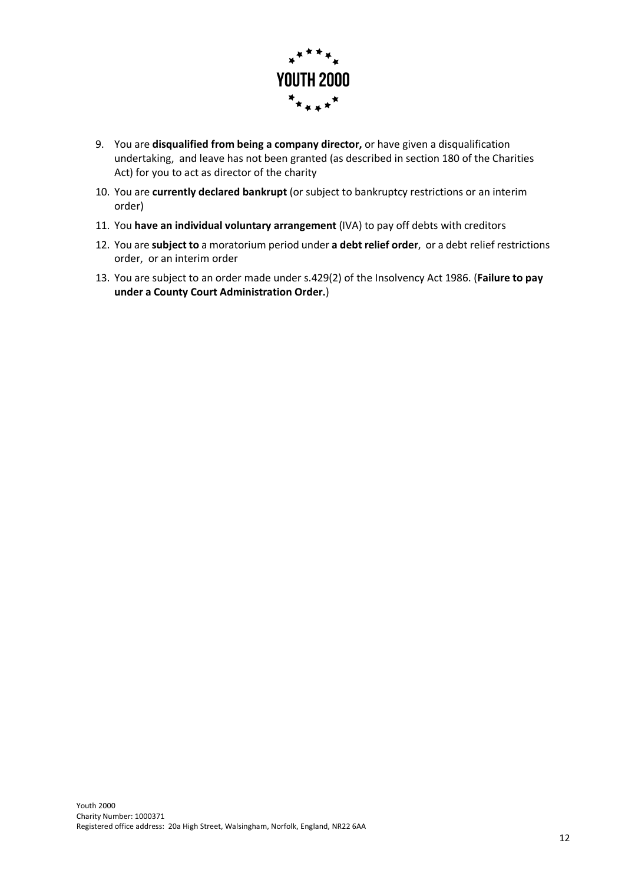9. You are **disqualified from being a company director,** or have given a disqualification undertaking, and leave has not been granted (as described in section 180 of the Charities Act) for you to act as director of the charity
10. You are **currently declared bankrupt** (or subject to bankruptcy restrictions or an interim order)
11. You **have an individual voluntary arrangement** (IVA) to pay off debts with creditors
12. You are **subject to** a moratorium period under **a debt relief order**, or a debt relief restrictions order, or an interim order
13. You are subject to an order made under s.429(2) of the Insolvency Act 1986. (**Failure to pay under a County Court Administration Order.**)